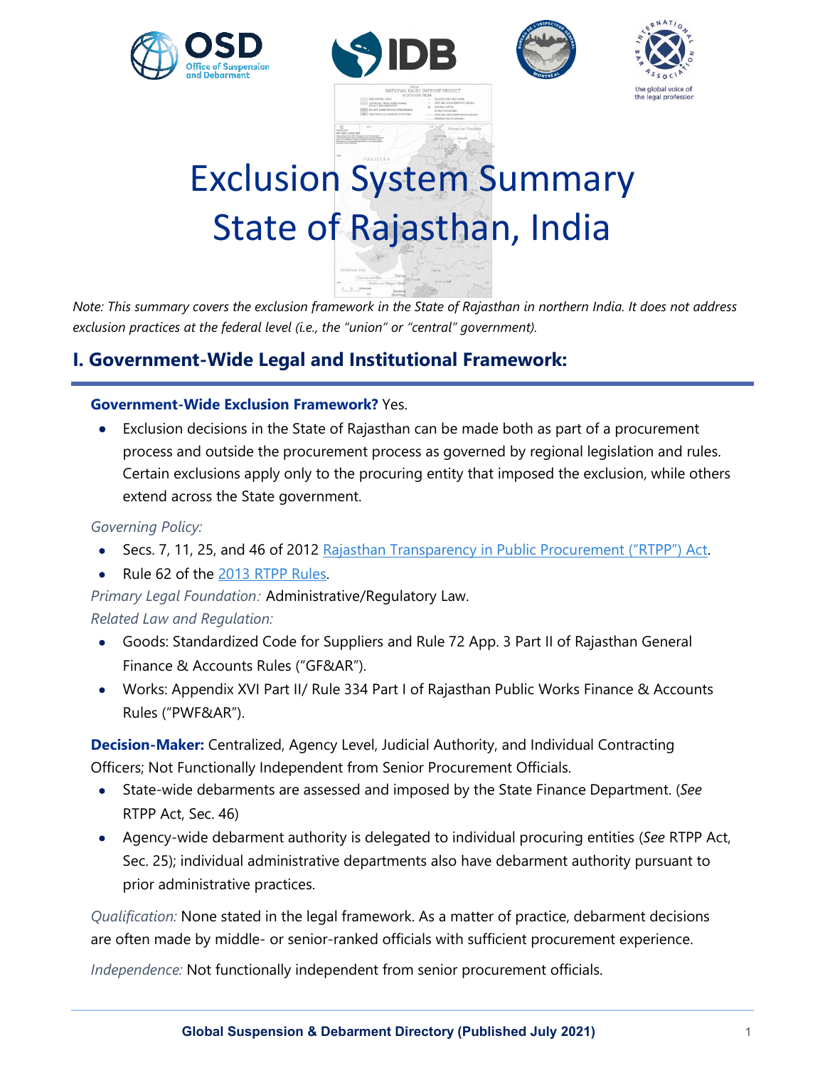# Exclusion System Summary State of Rajasthan, India

*Note: This summary covers the exclusion framework in the State of Rajasthan in northern India. It does not address exclusion practices at the federal level (i.e., the "union" or "central" government).*

## I. Government-Wide Legal and Institutional Framework:

**Government-Wide Exclusion Framework?** Yes.

- Exclusion decisions in the State of Rajasthan can be made both as part of a procurement process and outside the procurement process as governed by regional legislation and rules. Certain exclusions apply only to the procuring entity that imposed the exclusion, while others extend across the State government.

*Governing Policy:*

- Secs. 7, 11, 25, and 46 of 2012 Rajasthan Transparency in Public Procurement ("RTPP") Act.
- Rule 62 of the 2013 RTPP Rules.

*Primary Legal Foundation:* Administrative/Regulatory Law.

*Related Law and Regulation:*

- Goods: Standardized Code for Suppliers and Rule 72 App. 3 Part II of Rajasthan General Finance & Accounts Rules ("GF&AR").
- Works: Appendix XVI Part II/ Rule 334 Part I of Rajasthan Public Works Finance & Accounts Rules ("PWF&AR").

**Decision-Maker:** Centralized, Agency Level, Judicial Authority, and Individual Contracting Officers; Not Functionally Independent from Senior Procurement Officials.

- State-wide debarments are assessed and imposed by the State Finance Department. (*See* RTPP Act, Sec. 46)
- Agency-wide debarment authority is delegated to individual procuring entities (*See* RTPP Act, Sec. 25); individual administrative departments also have debarment authority pursuant to prior administrative practices.

*Qualification:* None stated in the legal framework. As a matter of practice, debarment decisions are often made by middle- or senior-ranked officials with sufficient procurement experience.

*Independence:* Not functionally independent from senior procurement officials.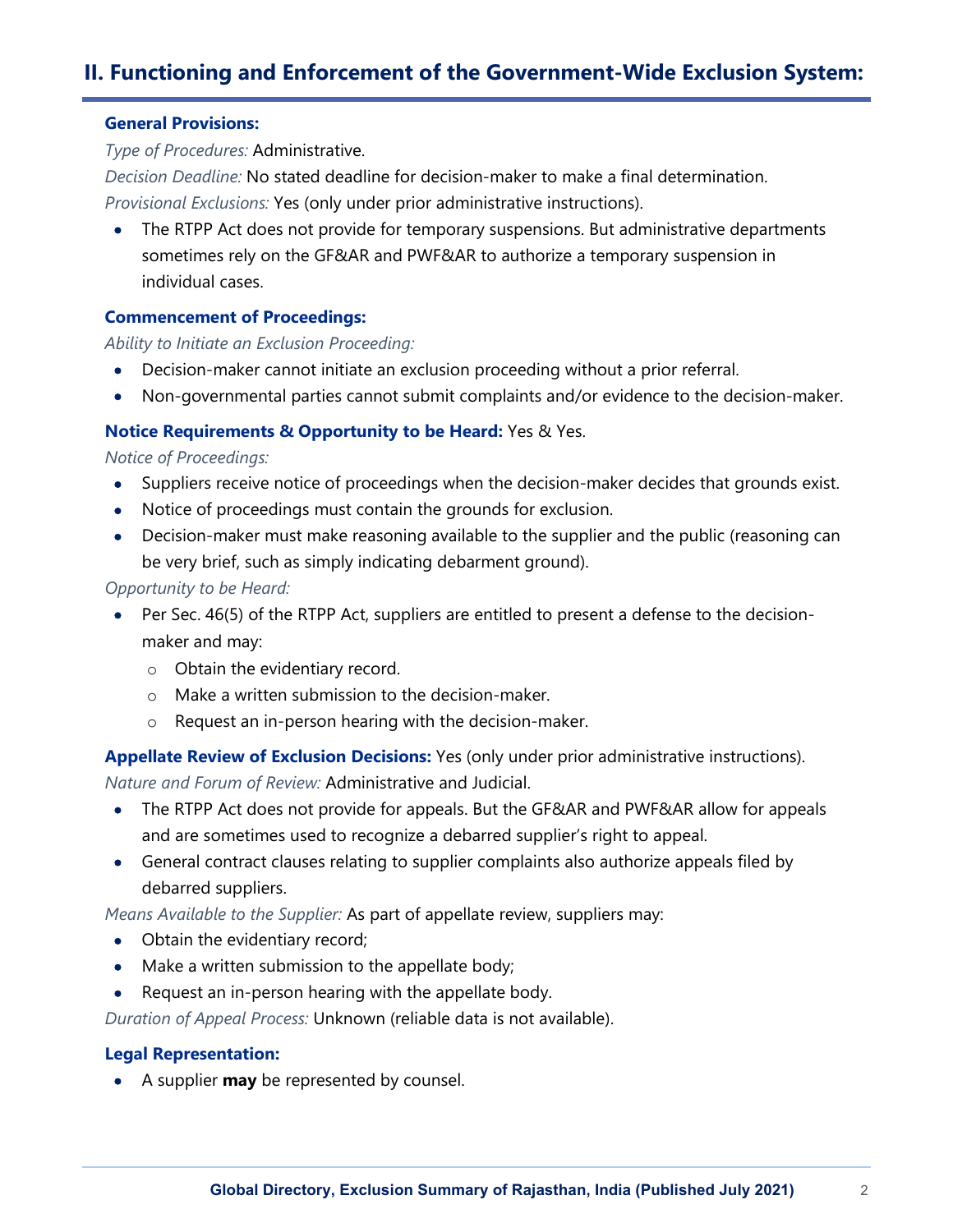## II. Functioning and Enforcement of the Government-Wide Exclusion System:

### General Provisions:

*Type of Procedures:* Administrative.

*Decision Deadline:* No stated deadline for decision-maker to make a final determination.

*Provisional Exclusions:* Yes (only under prior administrative instructions).

- The RTPP Act does not provide for temporary suspensions. But administrative departments sometimes rely on the GF&AR and PWF&AR to authorize a temporary suspension in individual cases.

### Commencement of Proceedings:

*Ability to Initiate an Exclusion Proceeding:*

- Decision-maker cannot initiate an exclusion proceeding without a prior referral.
- Non-governmental parties cannot submit complaints and/or evidence to the decision-maker.

### Notice Requirements & Opportunity to be Heard: Yes & Yes.

*Notice of Proceedings:*

- Suppliers receive notice of proceedings when the decision-maker decides that grounds exist.
- Notice of proceedings must contain the grounds for exclusion.
- Decision-maker must make reasoning available to the supplier and the public (reasoning can be very brief, such as simply indicating debarment ground).

*Opportunity to be Heard:*

- Per Sec. 46(5) of the RTPP Act, suppliers are entitled to present a defense to the decision-maker and may:
  - Obtain the evidentiary record.
  - Make a written submission to the decision-maker.
  - Request an in-person hearing with the decision-maker.

### Appellate Review of Exclusion Decisions: Yes (only under prior administrative instructions).

*Nature and Forum of Review:* Administrative and Judicial.

- The RTPP Act does not provide for appeals. But the GF&AR and PWF&AR allow for appeals and are sometimes used to recognize a debarred supplier's right to appeal.
- General contract clauses relating to supplier complaints also authorize appeals filed by debarred suppliers.

*Means Available to the Supplier:* As part of appellate review, suppliers may:

- Obtain the evidentiary record;
- Make a written submission to the appellate body;
- Request an in-person hearing with the appellate body.

*Duration of Appeal Process:* Unknown (reliable data is not available).

### Legal Representation:

- A supplier **may** be represented by counsel.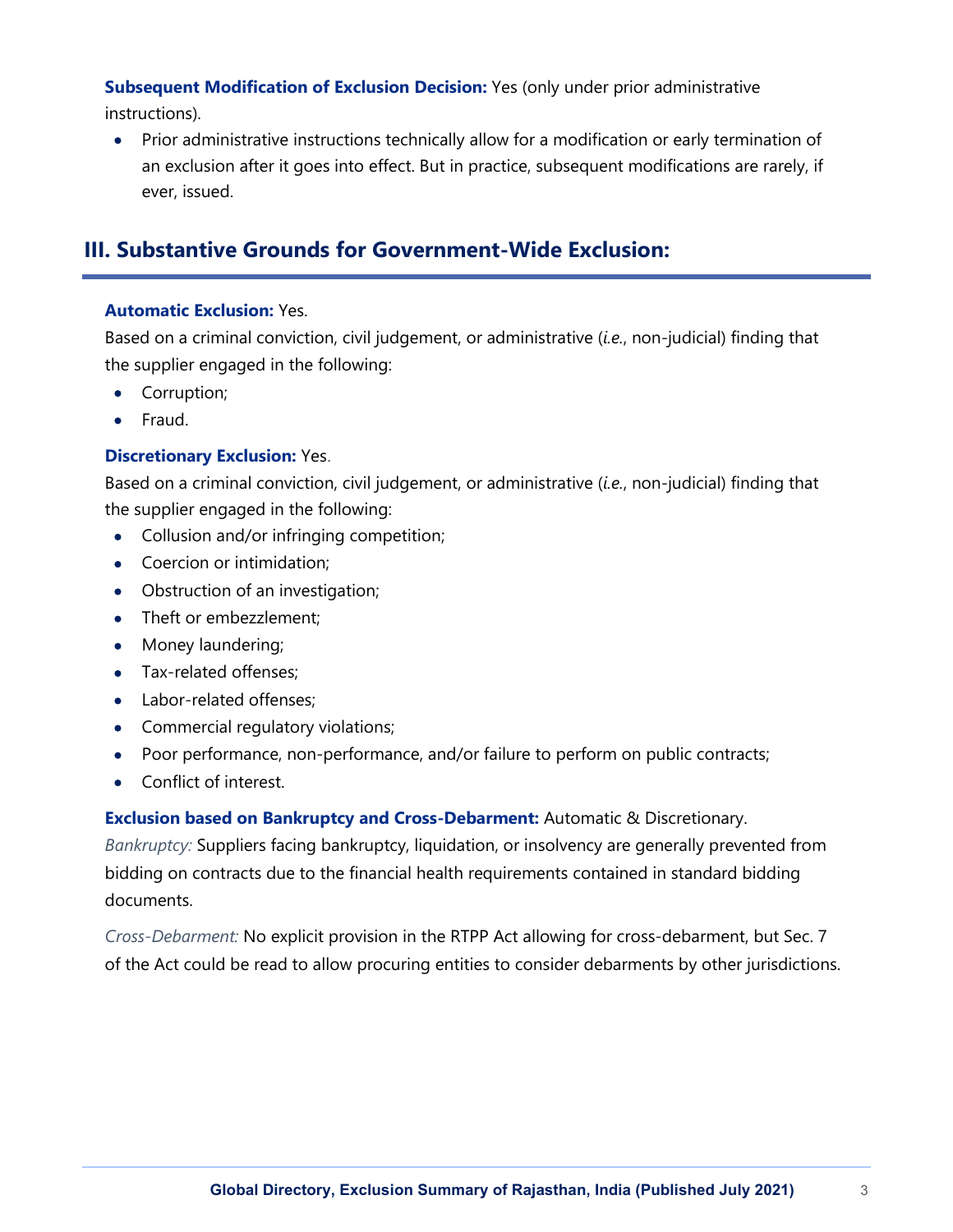**Subsequent Modification of Exclusion Decision:** Yes (only under prior administrative instructions).

- Prior administrative instructions technically allow for a modification or early termination of an exclusion after it goes into effect. But in practice, subsequent modifications are rarely, if ever, issued.

## III. Substantive Grounds for Government-Wide Exclusion:

**Automatic Exclusion:** Yes.
Based on a criminal conviction, civil judgement, or administrative (*i.e.*, non-judicial) finding that the supplier engaged in the following:

- Corruption;
- Fraud.

**Discretionary Exclusion:** Yes.
Based on a criminal conviction, civil judgement, or administrative (*i.e.*, non-judicial) finding that the supplier engaged in the following:

- Collusion and/or infringing competition;
- Coercion or intimidation;
- Obstruction of an investigation;
- Theft or embezzlement;
- Money laundering;
- Tax-related offenses;
- Labor-related offenses;
- Commercial regulatory violations;
- Poor performance, non-performance, and/or failure to perform on public contracts;
- Conflict of interest.

**Exclusion based on Bankruptcy and Cross-Debarment:** Automatic & Discretionary.
*Bankruptcy:* Suppliers facing bankruptcy, liquidation, or insolvency are generally prevented from bidding on contracts due to the financial health requirements contained in standard bidding documents.

*Cross-Debarment:* No explicit provision in the RTPP Act allowing for cross-debarment, but Sec. 7 of the Act could be read to allow procuring entities to consider debarments by other jurisdictions.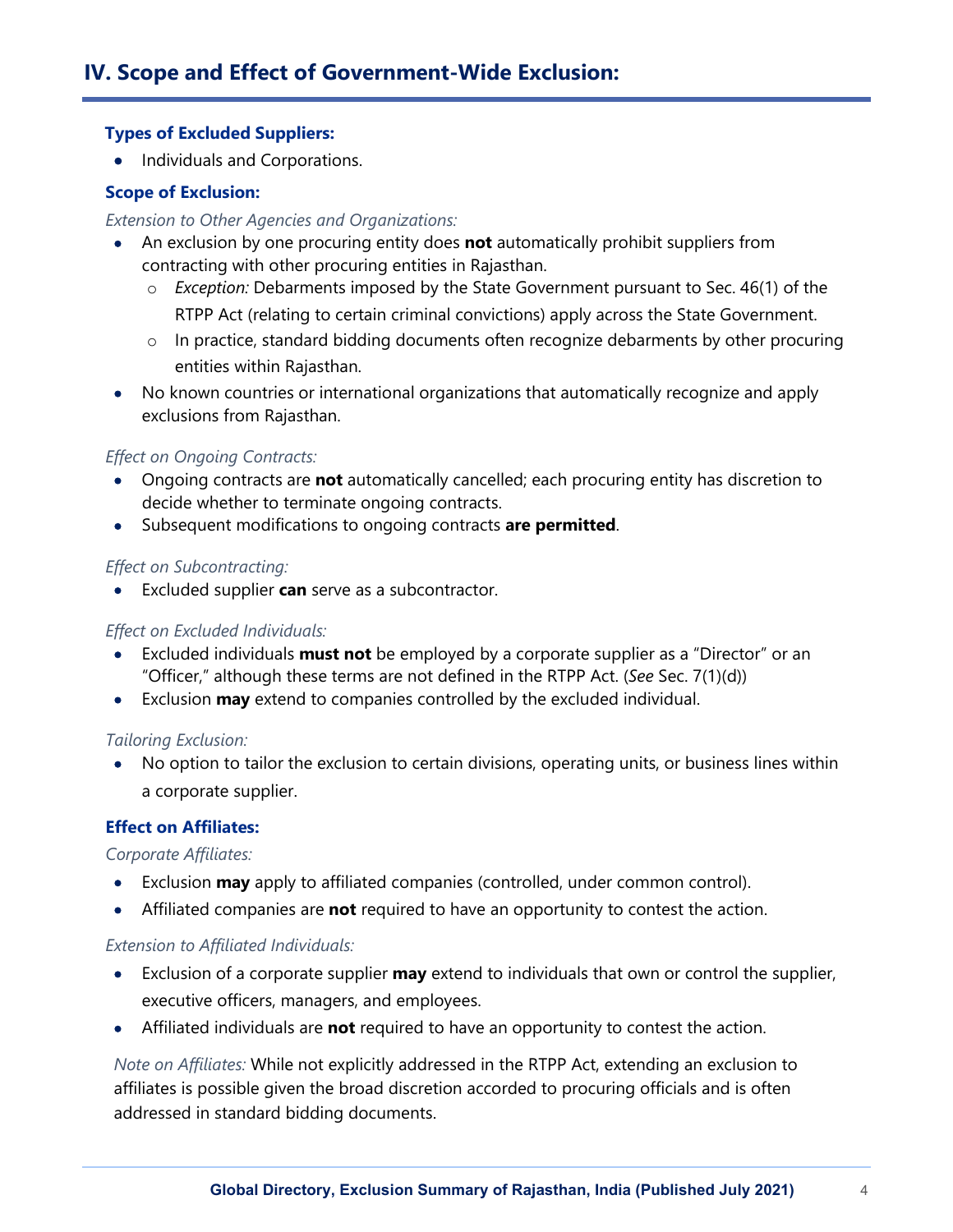## IV. Scope and Effect of Government-Wide Exclusion:

### Types of Excluded Suppliers:

- Individuals and Corporations.

### Scope of Exclusion:

*Extension to Other Agencies and Organizations:*

- An exclusion by one procuring entity does **not** automatically prohibit suppliers from contracting with other procuring entities in Rajasthan.
  - *Exception:* Debarments imposed by the State Government pursuant to Sec. 46(1) of the RTPP Act (relating to certain criminal convictions) apply across the State Government.
  - In practice, standard bidding documents often recognize debarments by other procuring entities within Rajasthan.
- No known countries or international organizations that automatically recognize and apply exclusions from Rajasthan.

*Effect on Ongoing Contracts:*

- Ongoing contracts are **not** automatically cancelled; each procuring entity has discretion to decide whether to terminate ongoing contracts.
- Subsequent modifications to ongoing contracts **are permitted**.

*Effect on Subcontracting:*

- Excluded supplier **can** serve as a subcontractor.

*Effect on Excluded Individuals:*

- Excluded individuals **must not** be employed by a corporate supplier as a "Director" or an "Officer," although these terms are not defined in the RTPP Act. (*See* Sec. 7(1)(d))
- Exclusion **may** extend to companies controlled by the excluded individual.

*Tailoring Exclusion:*

- No option to tailor the exclusion to certain divisions, operating units, or business lines within a corporate supplier.

### Effect on Affiliates:

*Corporate Affiliates:*

- Exclusion **may** apply to affiliated companies (controlled, under common control).
- Affiliated companies are **not** required to have an opportunity to contest the action.

*Extension to Affiliated Individuals:*

- Exclusion of a corporate supplier **may** extend to individuals that own or control the supplier, executive officers, managers, and employees.
- Affiliated individuals are **not** required to have an opportunity to contest the action.

*Note on Affiliates:* While not explicitly addressed in the RTPP Act, extending an exclusion to affiliates is possible given the broad discretion accorded to procuring officials and is often addressed in standard bidding documents.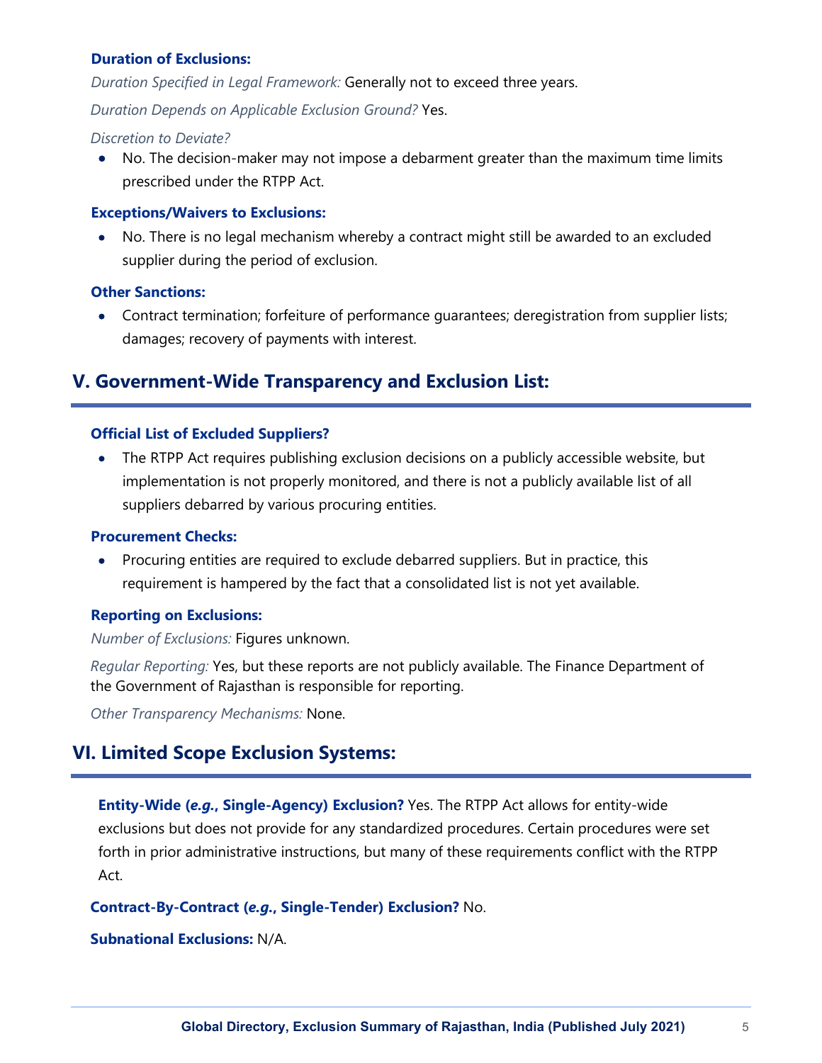**Duration of Exclusions:**

*Duration Specified in Legal Framework:* Generally not to exceed three years.

*Duration Depends on Applicable Exclusion Ground?* Yes.

*Discretion to Deviate?*

- No. The decision-maker may not impose a debarment greater than the maximum time limits prescribed under the RTPP Act.

**Exceptions/Waivers to Exclusions:**

- No. There is no legal mechanism whereby a contract might still be awarded to an excluded supplier during the period of exclusion.

**Other Sanctions:**

- Contract termination; forfeiture of performance guarantees; deregistration from supplier lists; damages; recovery of payments with interest.

## V. Government-Wide Transparency and Exclusion List:

**Official List of Excluded Suppliers?**

- The RTPP Act requires publishing exclusion decisions on a publicly accessible website, but implementation is not properly monitored, and there is not a publicly available list of all suppliers debarred by various procuring entities.

**Procurement Checks:**

- Procuring entities are required to exclude debarred suppliers. But in practice, this requirement is hampered by the fact that a consolidated list is not yet available.

**Reporting on Exclusions:**

*Number of Exclusions:* Figures unknown.

*Regular Reporting:* Yes, but these reports are not publicly available. The Finance Department of the Government of Rajasthan is responsible for reporting.

*Other Transparency Mechanisms:* None.

## VI. Limited Scope Exclusion Systems:

**Entity-Wide (*e.g.*, Single-Agency) Exclusion?** Yes. The RTPP Act allows for entity-wide exclusions but does not provide for any standardized procedures. Certain procedures were set forth in prior administrative instructions, but many of these requirements conflict with the RTPP Act.

**Contract-By-Contract (*e.g.*, Single-Tender) Exclusion?** No.

**Subnational Exclusions:** N/A.